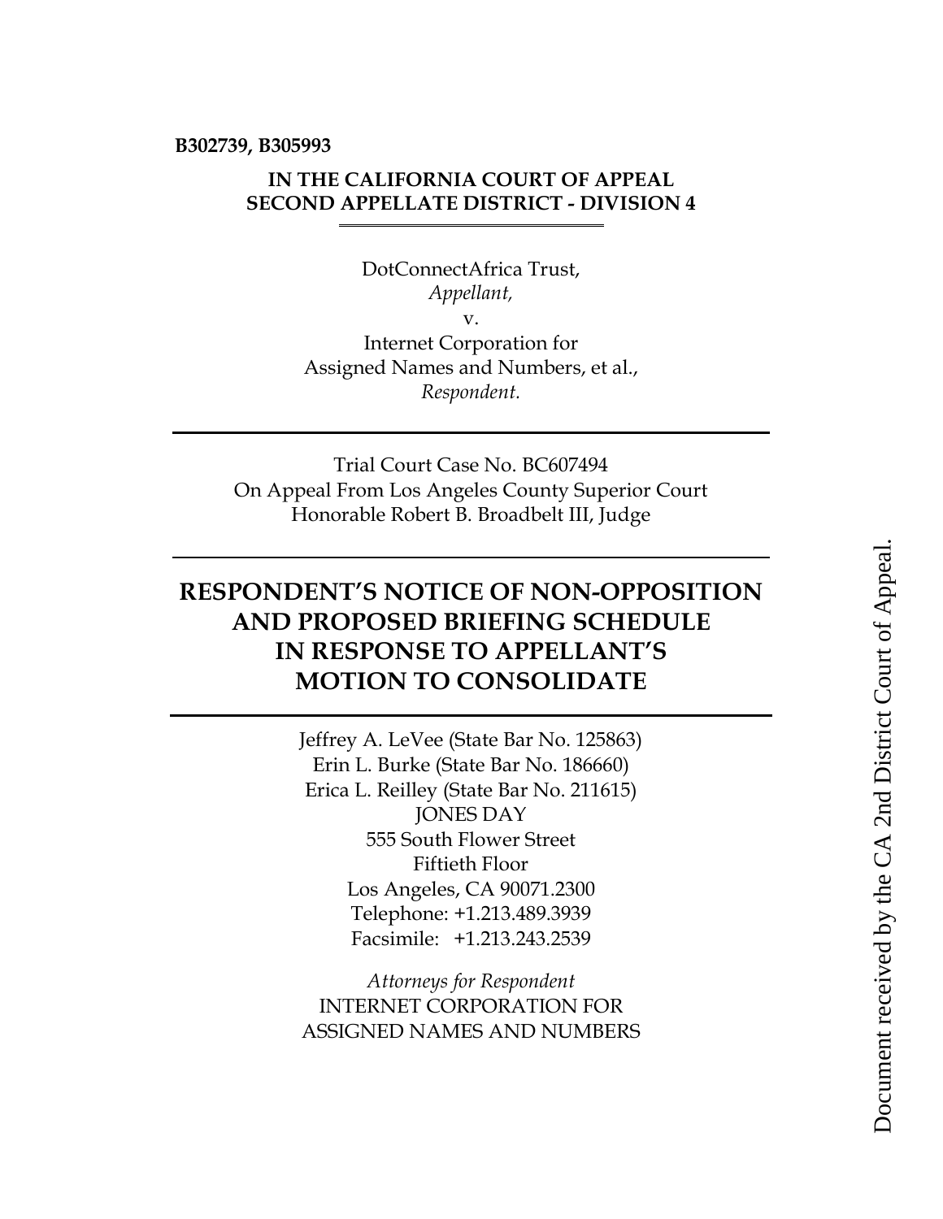**B302739, B305993**

**IN THE CALIFORNIA COURT OF APPEAL**
**SECOND APPELLATE DISTRICT - DIVISION 4**

DotConnectAfrica Trust,
*Appellant,*
v.
Internet Corporation for
Assigned Names and Numbers, et al.,
*Respondent.*

---

Trial Court Case No. BC607494
On Appeal From Los Angeles County Superior Court
Honorable Robert B. Broadbelt III, Judge

---

# RESPONDENT'S NOTICE OF NON-OPPOSITION AND PROPOSED BRIEFING SCHEDULE IN RESPONSE TO APPELLANT'S MOTION TO CONSOLIDATE

---

Jeffrey A. LeVee (State Bar No. 125863)
Erin L. Burke (State Bar No. 186660)
Erica L. Reilley (State Bar No. 211615)
JONES DAY
555 South Flower Street
Fiftieth Floor
Los Angeles, CA 90071.2300
Telephone: +1.213.489.3939
Facsimile: +1.213.243.2539

*Attorneys for Respondent*
INTERNET CORPORATION FOR
ASSIGNED NAMES AND NUMBERS

Document received by the CA 2nd District Court of Appeal.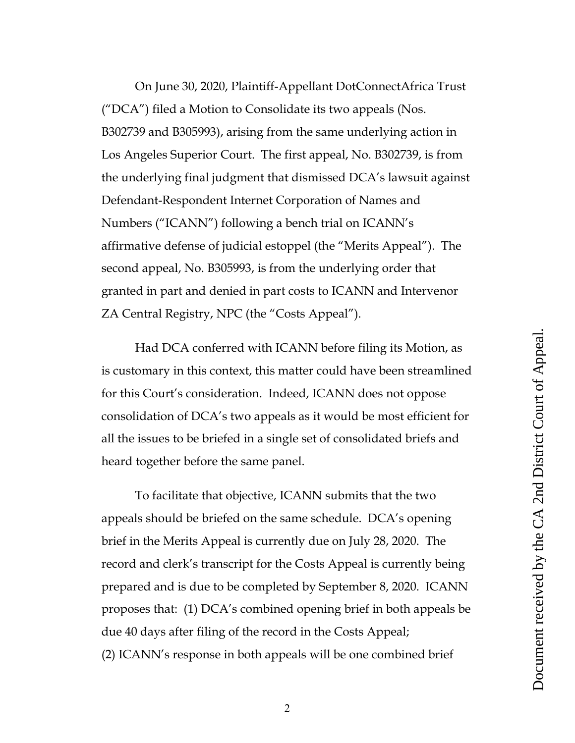On June 30, 2020, Plaintiff-Appellant DotConnectAfrica Trust ("DCA") filed a Motion to Consolidate its two appeals (Nos. B302739 and B305993), arising from the same underlying action in Los Angeles Superior Court. The first appeal, No. B302739, is from the underlying final judgment that dismissed DCA's lawsuit against Defendant-Respondent Internet Corporation of Names and Numbers ("ICANN") following a bench trial on ICANN's affirmative defense of judicial estoppel (the "Merits Appeal"). The second appeal, No. B305993, is from the underlying order that granted in part and denied in part costs to ICANN and Intervenor ZA Central Registry, NPC (the "Costs Appeal").

Had DCA conferred with ICANN before filing its Motion, as is customary in this context, this matter could have been streamlined for this Court's consideration. Indeed, ICANN does not oppose consolidation of DCA's two appeals as it would be most efficient for all the issues to be briefed in a single set of consolidated briefs and heard together before the same panel.

To facilitate that objective, ICANN submits that the two appeals should be briefed on the same schedule. DCA's opening brief in the Merits Appeal is currently due on July 28, 2020. The record and clerk's transcript for the Costs Appeal is currently being prepared and is due to be completed by September 8, 2020. ICANN proposes that: (1) DCA's combined opening brief in both appeals be due 40 days after filing of the record in the Costs Appeal; (2) ICANN's response in both appeals will be one combined brief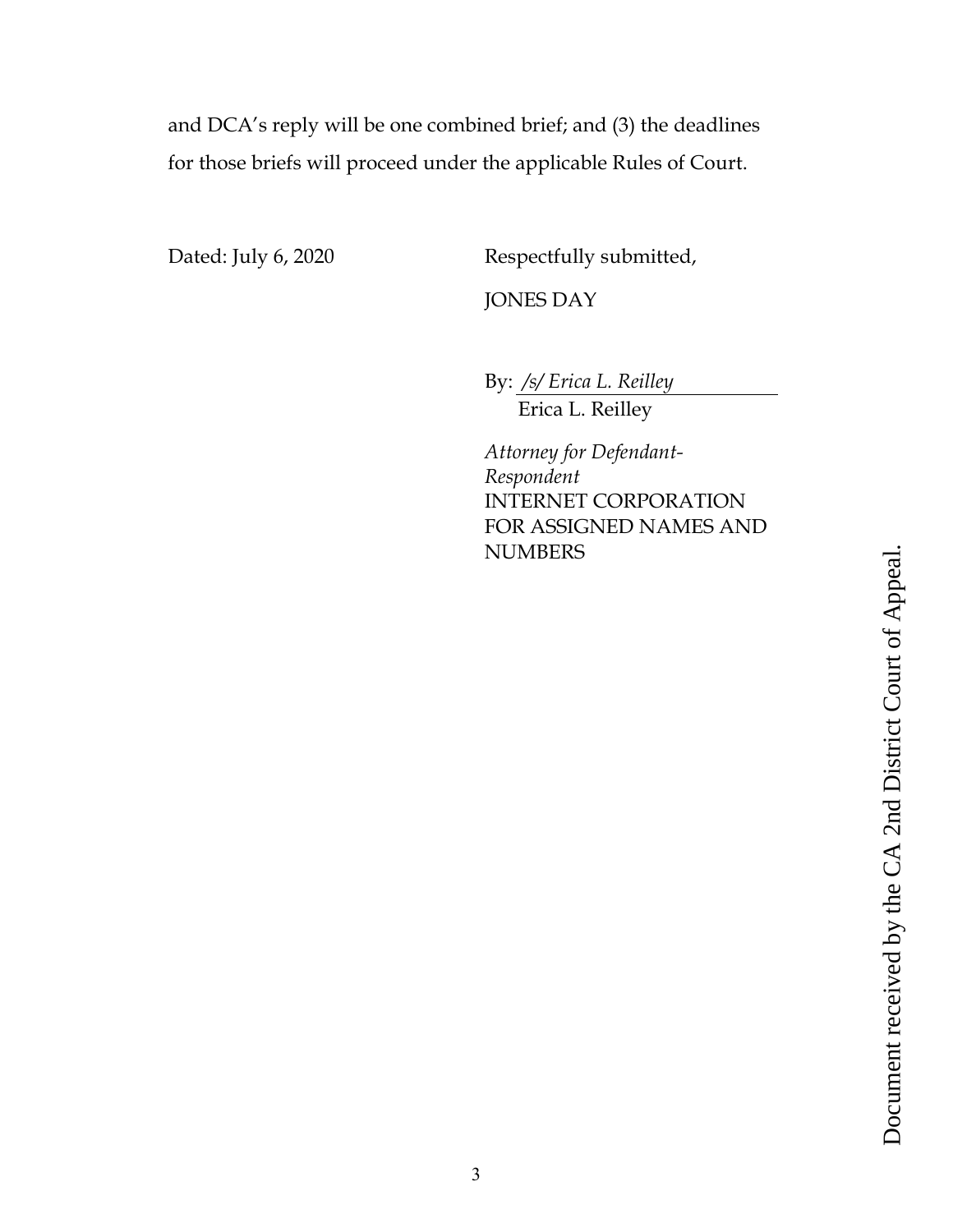and DCA's reply will be one combined brief; and (3) the deadlines for those briefs will proceed under the applicable Rules of Court.

Dated: July 6, 2020

Respectfully submitted,

JONES DAY

By: */s/ Erica L. Reilley*
Erica L. Reilley

*Attorney for Defendant-Respondent*
INTERNET CORPORATION FOR ASSIGNED NAMES AND NUMBERS

Document received by the CA 2nd District Court of Appeal.